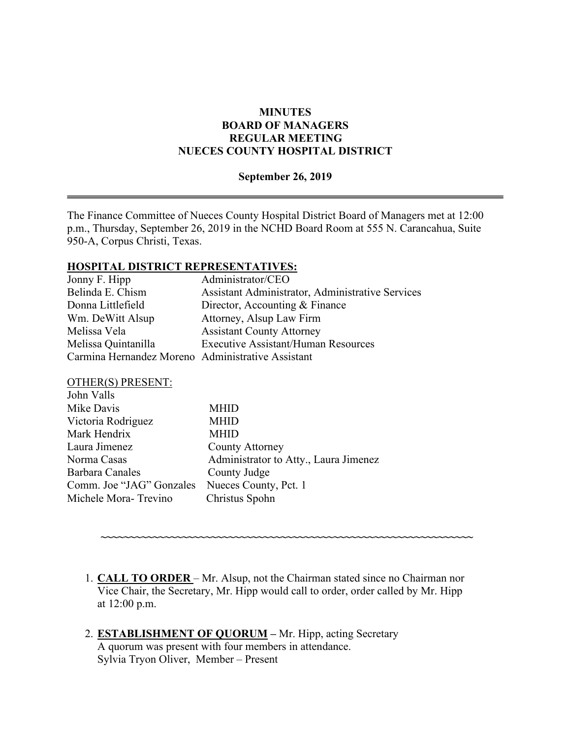# MINUTES
# BOARD OF MANAGERS
# REGULAR MEETING
# NUECES COUNTY HOSPITAL DISTRICT

**September 26, 2019**

---

The Finance Committee of Nueces County Hospital District Board of Managers met at 12:00 p.m., Thursday, September 26, 2019 in the NCHD Board Room at 555 N. Carancahua, Suite 950-A, Corpus Christi, Texas.

**HOSPITAL DISTRICT REPRESENTATIVES:**

| | |
|---|---|
| Jonny F. Hipp | Administrator/CEO |
| Belinda E. Chism | Assistant Administrator, Administrative Services |
| Donna Littlefield | Director, Accounting & Finance |
| Wm. DeWitt Alsup | Attorney, Alsup Law Firm |
| Melissa Vela | Assistant County Attorney |
| Melissa Quintanilla | Executive Assistant/Human Resources |
| Carmina Hernandez Moreno | Administrative Assistant |

OTHER(S) PRESENT:

| | |
|---|---|
| John Valls | |
| Mike Davis | MHID |
| Victoria Rodriguez | MHID |
| Mark Hendrix | MHID |
| Laura Jimenez | County Attorney |
| Norma Casas | Administrator to Atty., Laura Jimenez |
| Barbara Canales | County Judge |
| Comm. Joe "JAG" Gonzales | Nueces County, Pct. 1 |
| Michele Mora- Trevino | Christus Spohn |

~~~~~~~~~~~~~~~~~~~~~~~~~~~~~~~~~~~~~~~~~~~~~~~~~~~~~~~~~~~~~~~~

1. **CALL TO ORDER** – Mr. Alsup, not the Chairman stated since no Chairman nor Vice Chair, the Secretary, Mr. Hipp would call to order, order called by Mr. Hipp at 12:00 p.m.

2. **ESTABLISHMENT OF QUORUM –** Mr. Hipp, acting Secretary
   A quorum was present with four members in attendance.
   Sylvia Tryon Oliver, Member – Present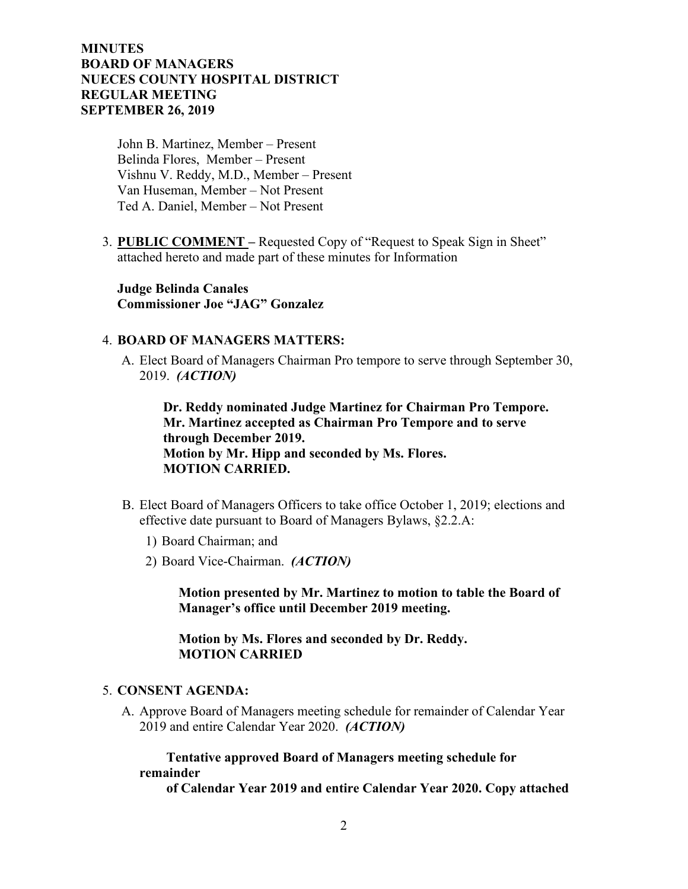**MINUTES**
**BOARD OF MANAGERS**
**NUECES COUNTY HOSPITAL DISTRICT**
**REGULAR MEETING**
**SEPTEMBER 26, 2019**

John B. Martinez, Member – Present
Belinda Flores, Member – Present
Vishnu V. Reddy, M.D., Member – Present
Van Huseman, Member – Not Present
Ted A. Daniel, Member – Not Present

3. **PUBLIC COMMENT –** Requested Copy of "Request to Speak Sign in Sheet" attached hereto and made part of these minutes for Information

   **Judge Belinda Canales**
   **Commissioner Joe "JAG" Gonzalez**

4. **BOARD OF MANAGERS MATTERS:**

   A. Elect Board of Managers Chairman Pro tempore to serve through September 30, 2019. ***(ACTION)***

      **Dr. Reddy nominated Judge Martinez for Chairman Pro Tempore.**
      **Mr. Martinez accepted as Chairman Pro Tempore and to serve through December 2019.**
      **Motion by Mr. Hipp and seconded by Ms. Flores.**
      **MOTION CARRIED.**

   B. Elect Board of Managers Officers to take office October 1, 2019; elections and effective date pursuant to Board of Managers Bylaws, §2.2.A:

      1) Board Chairman; and
      2) Board Vice-Chairman. ***(ACTION)***

      **Motion presented by Mr. Martinez to motion to table the Board of Manager's office until December 2019 meeting.**

      **Motion by Ms. Flores and seconded by Dr. Reddy.**
      **MOTION CARRIED**

5. **CONSENT AGENDA:**

   A. Approve Board of Managers meeting schedule for remainder of Calendar Year 2019 and entire Calendar Year 2020. ***(ACTION)***

      **Tentative approved Board of Managers meeting schedule for remainder of Calendar Year 2019 and entire Calendar Year 2020. Copy attached**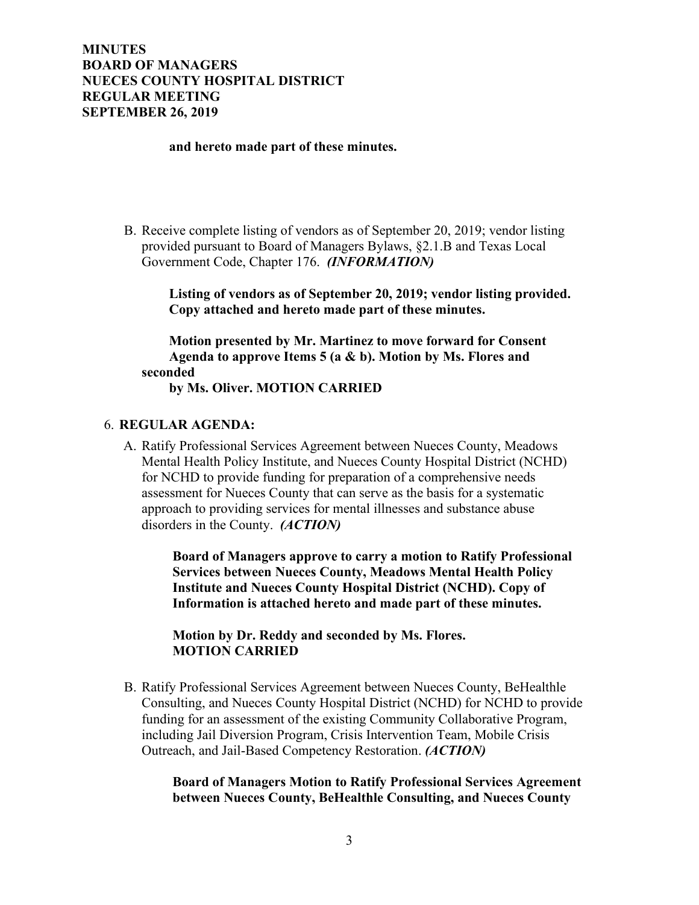**and hereto made part of these minutes.**

B. Receive complete listing of vendors as of September 20, 2019; vendor listing provided pursuant to Board of Managers Bylaws, §2.1.B and Texas Local Government Code, Chapter 176. ***(INFORMATION)***

   **Listing of vendors as of September 20, 2019; vendor listing provided. Copy attached and hereto made part of these minutes.**

   **Motion presented by Mr. Martinez to move forward for Consent Agenda to approve Items 5 (a & b). Motion by Ms. Flores and seconded by Ms. Oliver. MOTION CARRIED**

6. **REGULAR AGENDA:**

A. Ratify Professional Services Agreement between Nueces County, Meadows Mental Health Policy Institute, and Nueces County Hospital District (NCHD) for NCHD to provide funding for preparation of a comprehensive needs assessment for Nueces County that can serve as the basis for a systematic approach to providing services for mental illnesses and substance abuse disorders in the County. ***(ACTION)***

   **Board of Managers approve to carry a motion to Ratify Professional Services between Nueces County, Meadows Mental Health Policy Institute and Nueces County Hospital District (NCHD). Copy of Information is attached hereto and made part of these minutes.**

   **Motion by Dr. Reddy and seconded by Ms. Flores. MOTION CARRIED**

B. Ratify Professional Services Agreement between Nueces County, BeHealthle Consulting, and Nueces County Hospital District (NCHD) for NCHD to provide funding for an assessment of the existing Community Collaborative Program, including Jail Diversion Program, Crisis Intervention Team, Mobile Crisis Outreach, and Jail-Based Competency Restoration. ***(ACTION)***

   **Board of Managers Motion to Ratify Professional Services Agreement between Nueces County, BeHealthle Consulting, and Nueces County**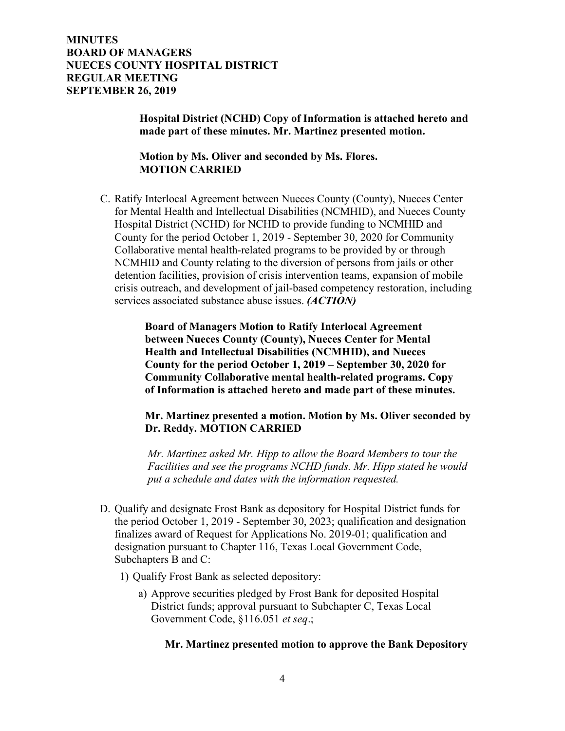**Hospital District (NCHD) Copy of Information is attached hereto and made part of these minutes. Mr. Martinez presented motion.**

**Motion by Ms. Oliver and seconded by Ms. Flores. MOTION CARRIED**

C. Ratify Interlocal Agreement between Nueces County (County), Nueces Center for Mental Health and Intellectual Disabilities (NCMHID), and Nueces County Hospital District (NCHD) for NCHD to provide funding to NCMHID and County for the period October 1, 2019 - September 30, 2020 for Community Collaborative mental health-related programs to be provided by or through NCMHID and County relating to the diversion of persons from jails or other detention facilities, provision of crisis intervention teams, expansion of mobile crisis outreach, and development of jail-based competency restoration, including services associated substance abuse issues. ***(ACTION)***

   **Board of Managers Motion to Ratify Interlocal Agreement between Nueces County (County), Nueces Center for Mental Health and Intellectual Disabilities (NCMHID), and Nueces County for the period October 1, 2019 – September 30, 2020 for Community Collaborative mental health-related programs. Copy of Information is attached hereto and made part of these minutes.**

   **Mr. Martinez presented a motion. Motion by Ms. Oliver seconded by Dr. Reddy. MOTION CARRIED**

   *Mr. Martinez asked Mr. Hipp to allow the Board Members to tour the Facilities and see the programs NCHD funds. Mr. Hipp stated he would put a schedule and dates with the information requested.*

D. Qualify and designate Frost Bank as depository for Hospital District funds for the period October 1, 2019 - September 30, 2023; qualification and designation finalizes award of Request for Applications No. 2019-01; qualification and designation pursuant to Chapter 116, Texas Local Government Code, Subchapters B and C:

   1) Qualify Frost Bank as selected depository:

      a) Approve securities pledged by Frost Bank for deposited Hospital District funds; approval pursuant to Subchapter C, Texas Local Government Code, §116.051 *et seq*.;

         **Mr. Martinez presented motion to approve the Bank Depository**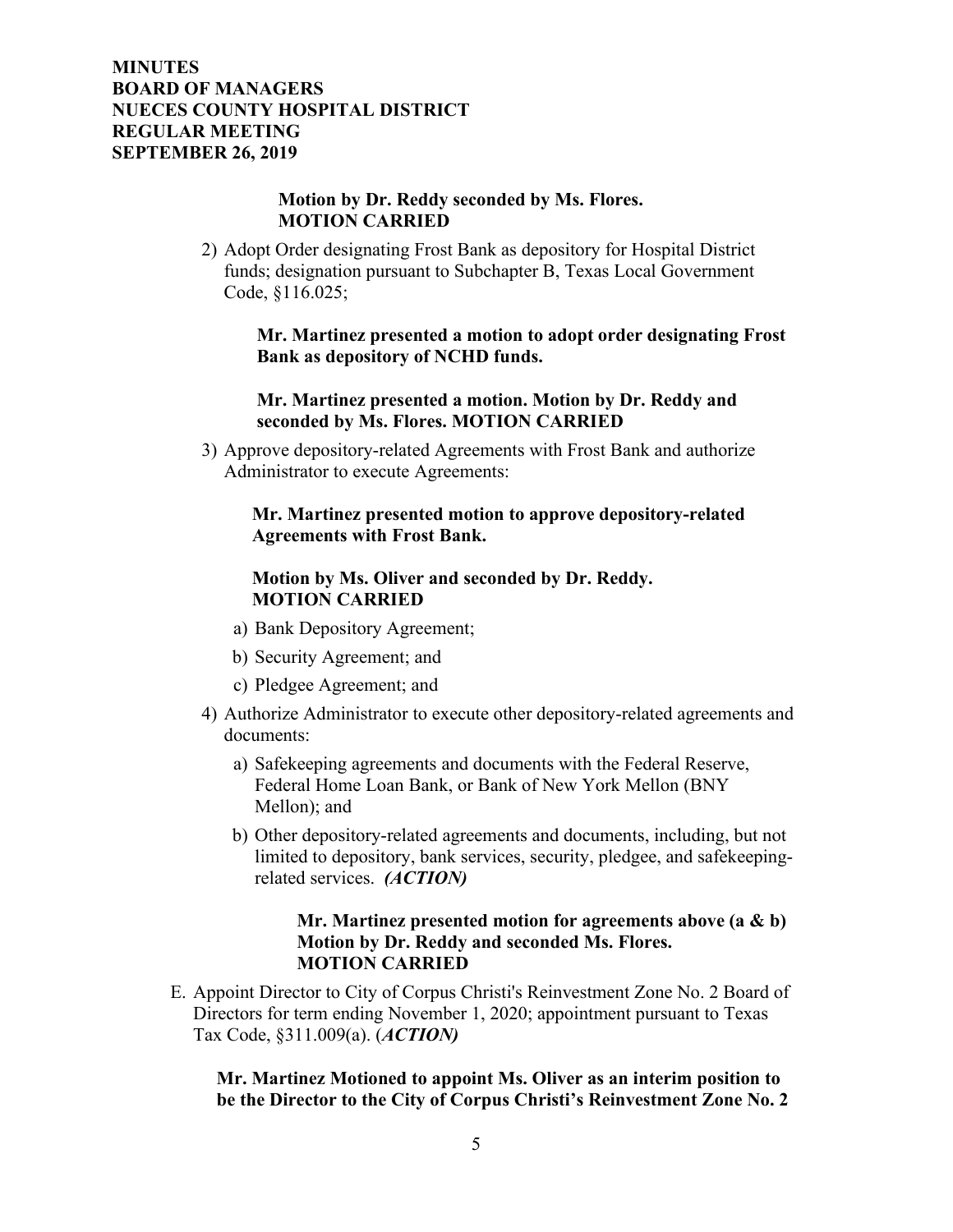**Motion by Dr. Reddy seconded by Ms. Flores.**
**MOTION CARRIED**

2) Adopt Order designating Frost Bank as depository for Hospital District funds; designation pursuant to Subchapter B, Texas Local Government Code, §116.025;

   **Mr. Martinez presented a motion to adopt order designating Frost Bank as depository of NCHD funds.**

   **Mr. Martinez presented a motion. Motion by Dr. Reddy and seconded by Ms. Flores. MOTION CARRIED**

3) Approve depository-related Agreements with Frost Bank and authorize Administrator to execute Agreements:

   **Mr. Martinez presented motion to approve depository-related Agreements with Frost Bank.**

   **Motion by Ms. Oliver and seconded by Dr. Reddy.**
   **MOTION CARRIED**

   a) Bank Depository Agreement;
   b) Security Agreement; and
   c) Pledgee Agreement; and

4) Authorize Administrator to execute other depository-related agreements and documents:

   a) Safekeeping agreements and documents with the Federal Reserve, Federal Home Loan Bank, or Bank of New York Mellon (BNY Mellon); and
   b) Other depository-related agreements and documents, including, but not limited to depository, bank services, security, pledgee, and safekeeping-related services. ***(ACTION)***

      **Mr. Martinez presented motion for agreements above (a & b)**
      **Motion by Dr. Reddy and seconded Ms. Flores.**
      **MOTION CARRIED**

E. Appoint Director to City of Corpus Christi's Reinvestment Zone No. 2 Board of Directors for term ending November 1, 2020; appointment pursuant to Texas Tax Code, §311.009(a). (***ACTION)***

   **Mr. Martinez Motioned to appoint Ms. Oliver as an interim position to be the Director to the City of Corpus Christi's Reinvestment Zone No. 2**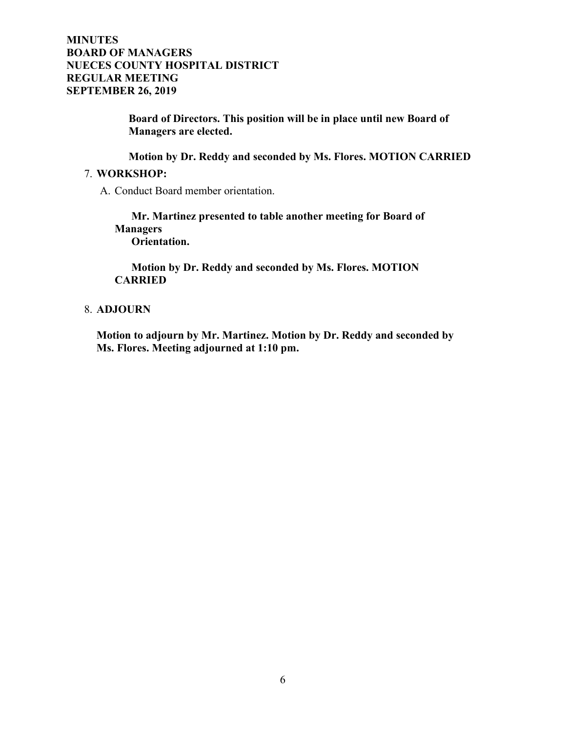**Board of Directors. This position will be in place until new Board of Managers are elected.**

**Motion by Dr. Reddy and seconded by Ms. Flores. MOTION CARRIED**

7. **WORKSHOP:**

   A. Conduct Board member orientation.

   **Mr. Martinez presented to table another meeting for Board of Managers Orientation.**

   **Motion by Dr. Reddy and seconded by Ms. Flores. MOTION CARRIED**

8. **ADJOURN**

   **Motion to adjourn by Mr. Martinez. Motion by Dr. Reddy and seconded by Ms. Flores. Meeting adjourned at 1:10 pm.**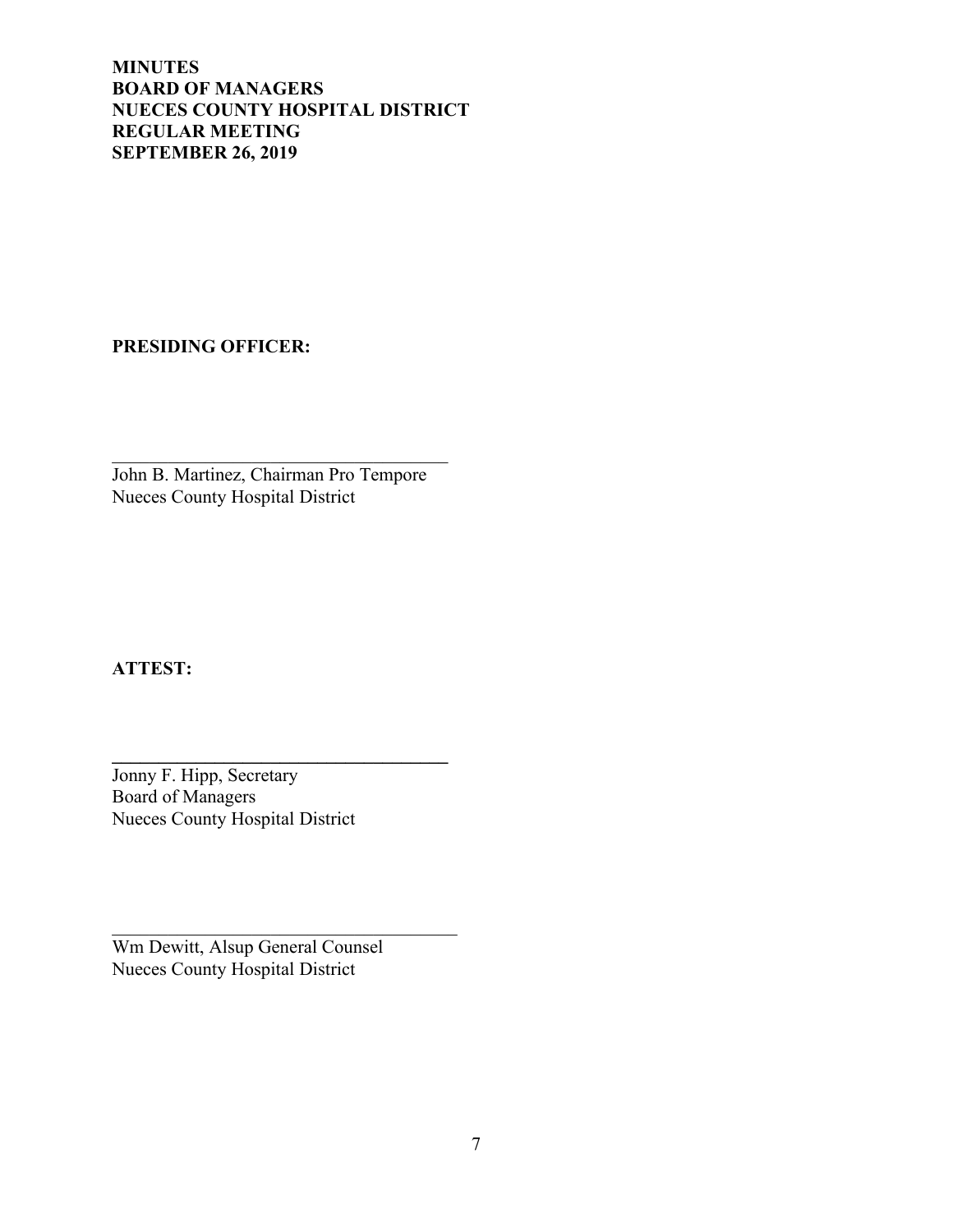**MINUTES**
**BOARD OF MANAGERS**
**NUECES COUNTY HOSPITAL DISTRICT**
**REGULAR MEETING**
**SEPTEMBER 26, 2019**

**PRESIDING OFFICER:**

\_\_\_\_\_\_\_\_\_\_\_\_\_\_\_\_\_\_\_\_\_\_\_\_\_\_\_\_\_\_\_\_\_\_\_\_
John B. Martinez, Chairman Pro Tempore
Nueces County Hospital District

**ATTEST:**

\_\_\_\_\_\_\_\_\_\_\_\_\_\_\_\_\_\_\_\_\_\_\_\_\_\_\_\_\_\_\_\_\_\_\_\_
Jonny F. Hipp, Secretary
Board of Managers
Nueces County Hospital District

\_\_\_\_\_\_\_\_\_\_\_\_\_\_\_\_\_\_\_\_\_\_\_\_\_\_\_\_\_\_\_\_\_\_\_\_
Wm Dewitt, Alsup General Counsel
Nueces County Hospital District